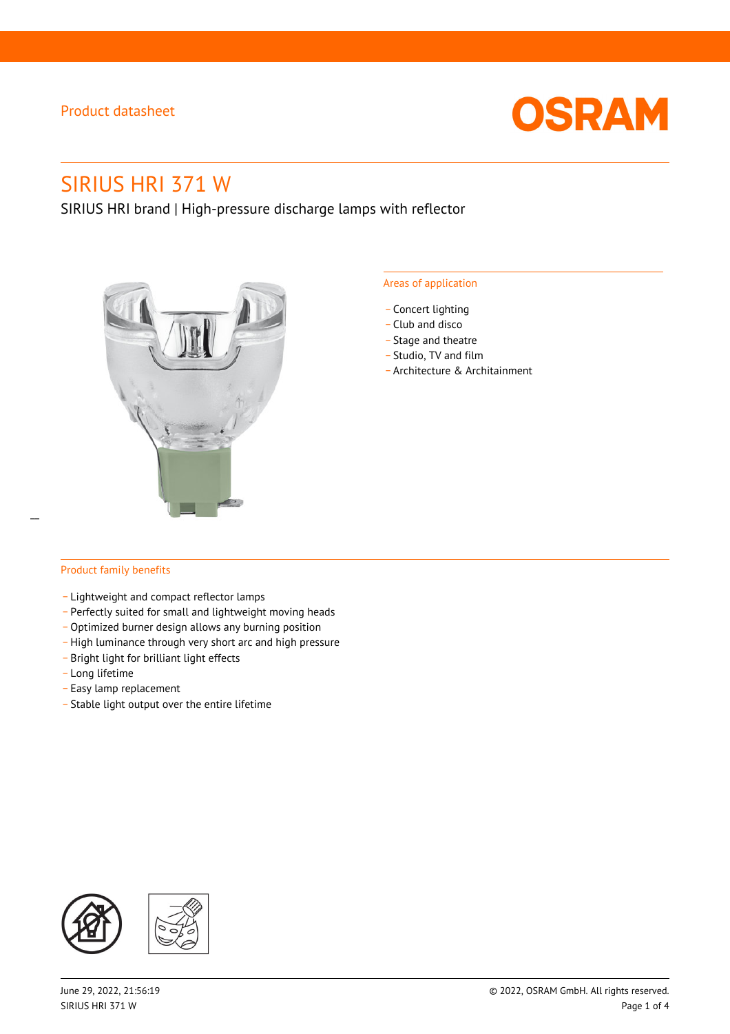Product datasheet

# SIRIUS HRI 371 W

SIRIUS HRI brand | High-pressure discharge lamps with reflector

## Areas of application

- Concert lighting
- Club and disco
- Stage and theatre
- Studio, TV and film
- Architecture & Architainment

## Product family benefits

- Lightweight and compact reflector lamps
- Perfectly suited for small and lightweight moving heads
- Optimized burner design allows any burning position
- High luminance through very short arc and high pressure
- Bright light for brilliant light effects
- Long lifetime
- Easy lamp replacement
- Stable light output over the entire lifetime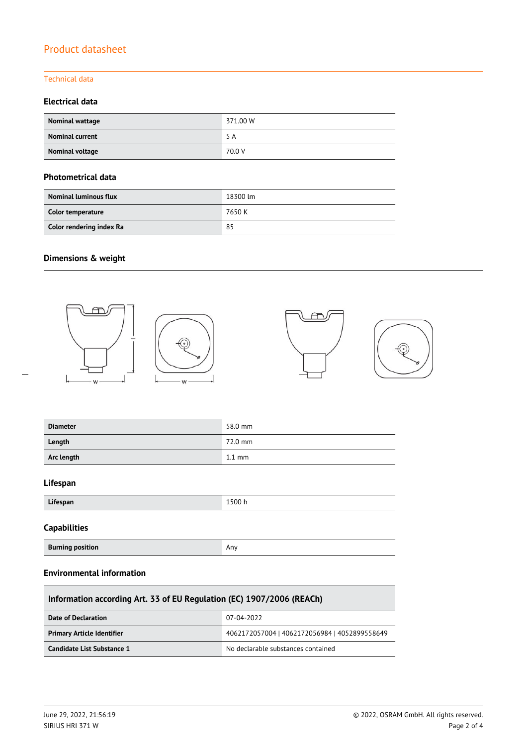# Product datasheet

## Technical data

### Electrical data

| | |
|---|---|
| **Nominal wattage** | 371.00 W |
| **Nominal current** | 5 A |
| **Nominal voltage** | 70.0 V |

### Photometrical data

| | |
|---|---|
| **Nominal luminous flux** | 18300 lm |
| **Color temperature** | 7650 K |
| **Color rendering index Ra** | 85 |

### Dimensions & weight

| | |
|---|---|
| **Diameter** | 58.0 mm |
| **Length** | 72.0 mm |
| **Arc length** | 1.1 mm |

### Lifespan

| | |
|---|---|
| **Lifespan** | 1500 h |

### Capabilities

| | |
|---|---|
| **Burning position** | Any |

### Environmental information

| Information according Art. 33 of EU Regulation (EC) 1907/2006 (REACh) | |
|---|---|
| **Date of Declaration** | 07-04-2022 |
| **Primary Article Identifier** | 4062172057004 \| 4062172056984 \| 4052899558649 |
| **Candidate List Substance 1** | No declarable substances contained |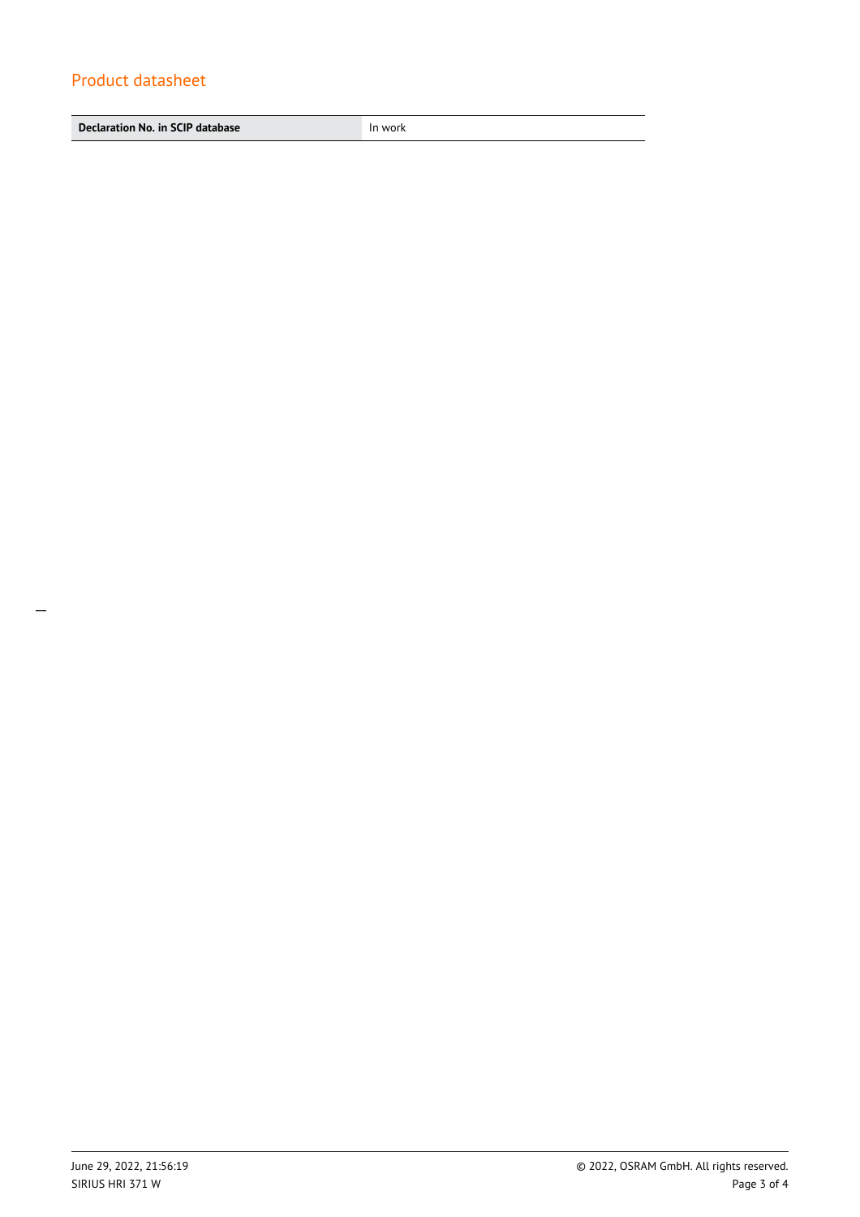| Declaration No. in SCIP database | In work |
|---|---|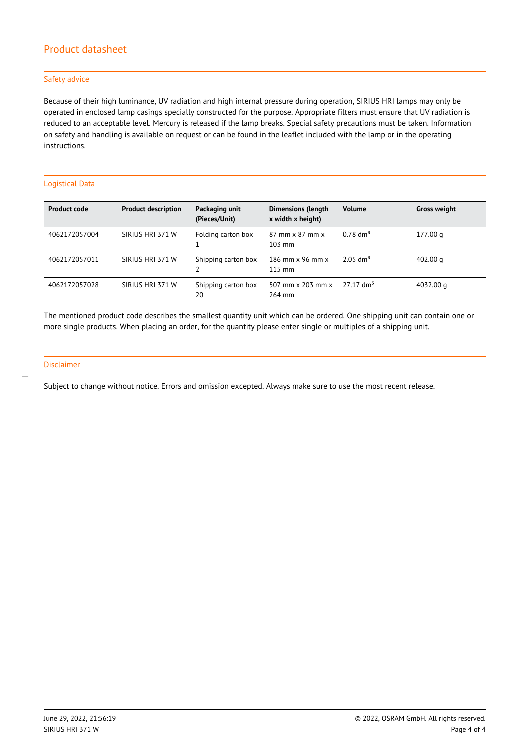# Product datasheet

## Safety advice

Because of their high luminance, UV radiation and high internal pressure during operation, SIRIUS HRI lamps may only be operated in enclosed lamp casings specially constructed for the purpose. Appropriate filters must ensure that UV radiation is reduced to an acceptable level. Mercury is released if the lamp breaks. Special safety precautions must be taken. Information on safety and handling is available on request or can be found in the leaflet included with the lamp or in the operating instructions.

## Logistical Data

| Product code | Product description | Packaging unit (Pieces/Unit) | Dimensions (length x width x height) | Volume | Gross weight |
|---|---|---|---|---|---|
| 4062172057004 | SIRIUS HRI 371 W | Folding carton box 1 | 87 mm x 87 mm x 103 mm | 0.78 $dm^3$ | 177.00 g |
| 4062172057011 | SIRIUS HRI 371 W | Shipping carton box 2 | 186 mm x 96 mm x 115 mm | 2.05 $dm^3$ | 402.00 g |
| 4062172057028 | SIRIUS HRI 371 W | Shipping carton box 20 | 507 mm x 203 mm x 264 mm | 27.17 $dm^3$ | 4032.00 g |

The mentioned product code describes the smallest quantity unit which can be ordered. One shipping unit can contain one or more single products. When placing an order, for the quantity please enter single or multiples of a shipping unit.

## Disclaimer

Subject to change without notice. Errors and omission excepted. Always make sure to use the most recent release.